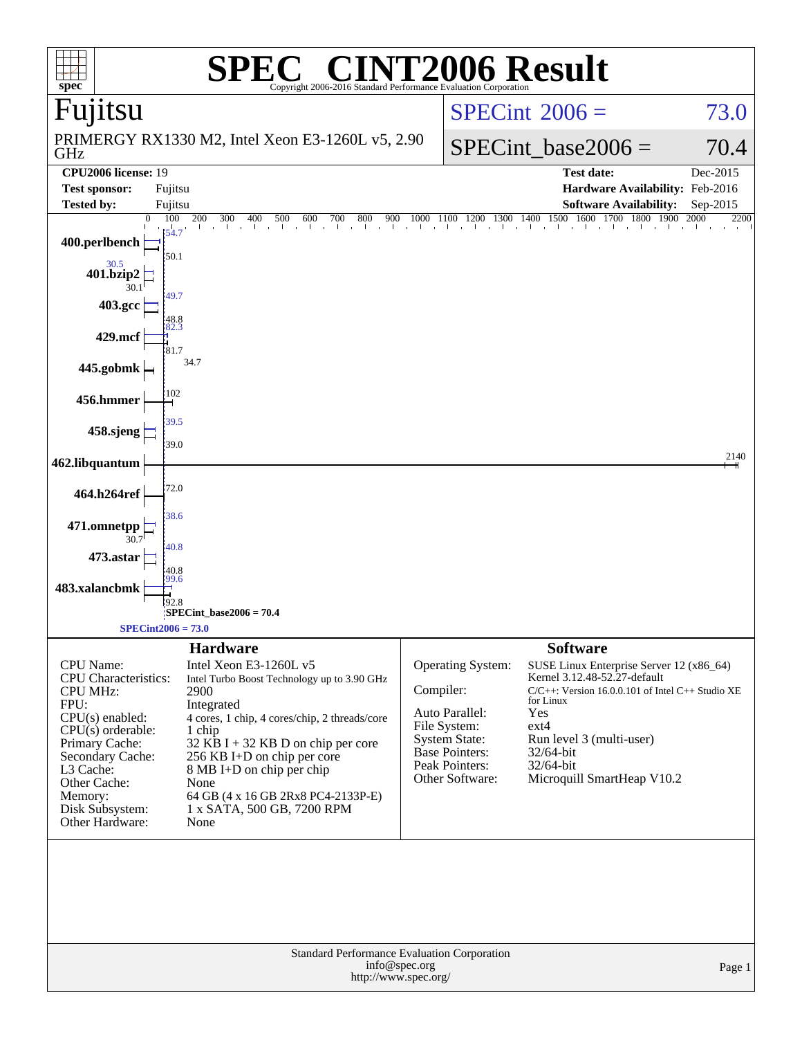# SPEC CINT2006 Result

Copyright 2006-2016 Standard Performance Evaluation Corporation

## Fujitsu

PRIMERGY RX1330 M2, Intel Xeon E3-1260L v5, 2.90 GHz

SPECint 2006 = 73.0

SPECint_base2006 = 70.4

| | | | |
|---|---|---|---|
| **CPU2006 license:** | 19 | **Test date:** | Dec-2015 |
| **Test sponsor:** | Fujitsu | **Hardware Availability:** | Feb-2016 |
| **Tested by:** | Fujitsu | **Software Availability:** | Sep-2015 |

| Benchmark | Peak | Base |
|---|---|---|
| 400.perlbench | 54.7 | 50.1 |
| 401.bzip2 | 30.5 | 30.1 |
| 403.gcc | 49.7 | 48.8 |
| 429.mcf | 82.3 | 81.7 |
| 445.gobmk | | 34.7 |
| 456.hmmer | | 102 |
| 458.sjeng | 39.5 | 39.0 |
| 462.libquantum | | 2140 |
| 464.h264ref | | 72.0 |
| 471.omnetpp | 38.6 | 30.7 |
| 473.astar | 40.8 | 40.8 |
| 483.xalancbmk | 99.6 | 92.8 |

SPECint_base2006 = 70.4

SPECint2006 = 73.0

## Hardware

| | |
|---|---|
| CPU Name: | Intel Xeon E3-1260L v5 |
| CPU Characteristics: | Intel Turbo Boost Technology up to 3.90 GHz |
| CPU MHz: | 2900 |
| FPU: | Integrated |
| CPU(s) enabled: | 4 cores, 1 chip, 4 cores/chip, 2 threads/core |
| CPU(s) orderable: | 1 chip |
| Primary Cache: | 32 KB I + 32 KB D on chip per core |
| Secondary Cache: | 256 KB I+D on chip per core |
| L3 Cache: | 8 MB I+D on chip per chip |
| Other Cache: | None |
| Memory: | 64 GB (4 x 16 GB 2Rx8 PC4-2133P-E) |
| Disk Subsystem: | 1 x SATA, 500 GB, 7200 RPM |
| Other Hardware: | None |

## Software

| | |
|---|---|
| Operating System: | SUSE Linux Enterprise Server 12 (x86_64) Kernel 3.12.48-52.27-default |
| Compiler: | C/C++: Version 16.0.0.101 of Intel C++ Studio XE for Linux |
| Auto Parallel: | Yes |
| File System: | ext4 |
| System State: | Run level 3 (multi-user) |
| Base Pointers: | 32/64-bit |
| Peak Pointers: | 32/64-bit |
| Other Software: | Microquill SmartHeap V10.2 |

Standard Performance Evaluation Corporation
info@spec.org
http://www.spec.org/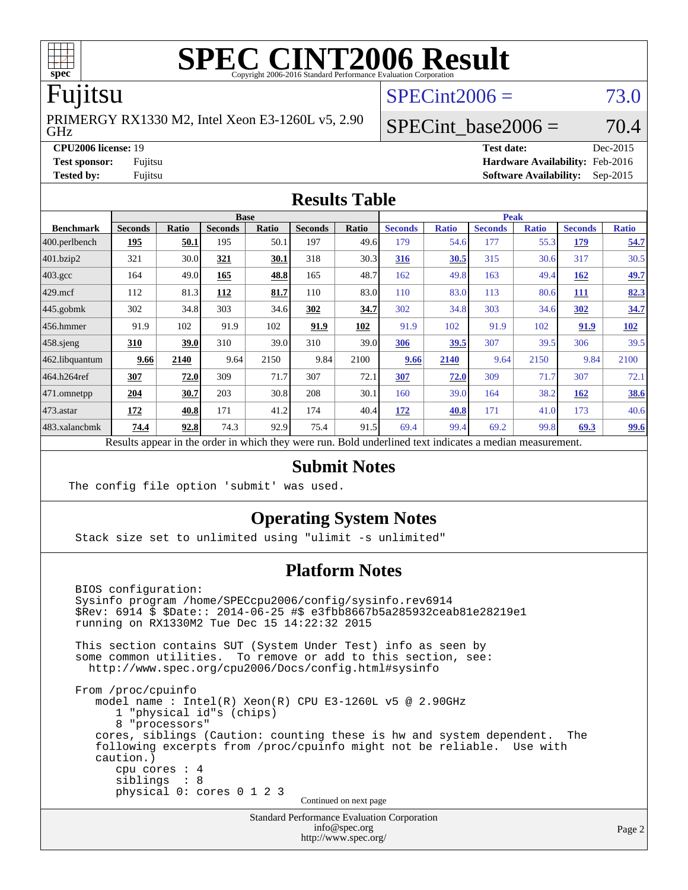# SPEC CINT2006 Result

Copyright 2006-2016 Standard Performance Evaluation Corporation

## Fujitsu

PRIMERGY RX1330 M2, Intel Xeon E3-1260L v5, 2.90 GHz

SPECint2006 = 73.0

SPECint_base2006 = 70.4

**CPU2006 license:** 19 | **Test date:** Dec-2015
**Test sponsor:** Fujitsu | **Hardware Availability:** Feb-2016
**Tested by:** Fujitsu | **Software Availability:** Sep-2015

## Results Table

| Benchmark | Base | | | | | | Peak | | | | | |
|---|---|---|---|---|---|---|---|---|---|---|---|---|
| | Seconds | Ratio | Seconds | Ratio | Seconds | Ratio | Seconds | Ratio | Seconds | Ratio | Seconds | Ratio |
| 400.perlbench | **195** | **50.1** | 195 | 50.1 | 197 | 49.6 | 179 | 54.6 | 177 | 55.3 | **179** | **54.7** |
| 401.bzip2 | 321 | 30.0 | **321** | **30.1** | 318 | 30.3 | **316** | **30.5** | 315 | 30.6 | 317 | 30.5 |
| 403.gcc | 164 | 49.0 | **165** | **48.8** | 165 | 48.7 | 162 | 49.8 | 163 | 49.4 | **162** | **49.7** |
| 429.mcf | 112 | 81.3 | **112** | **81.7** | 110 | 83.0 | 110 | 83.0 | 113 | 80.6 | **111** | **82.3** |
| 445.gobmk | 302 | 34.8 | 303 | 34.6 | **302** | **34.7** | 302 | 34.8 | 303 | 34.6 | **302** | **34.7** |
| 456.hmmer | 91.9 | 102 | 91.9 | 102 | **91.9** | **102** | 91.9 | 102 | 91.9 | 102 | **91.9** | **102** |
| 458.sjeng | **310** | **39.0** | 310 | 39.0 | 310 | 39.0 | **306** | **39.5** | 307 | 39.5 | 306 | 39.5 |
| 462.libquantum | **9.66** | **2140** | 9.64 | 2150 | 9.84 | 2100 | **9.66** | **2140** | 9.64 | 2150 | 9.84 | 2100 |
| 464.h264ref | **307** | **72.0** | 309 | 71.7 | 307 | 72.1 | **307** | **72.0** | 309 | 71.7 | 307 | 72.1 |
| 471.omnetpp | **204** | **30.7** | 203 | 30.8 | 208 | 30.1 | 160 | 39.0 | 164 | 38.2 | **162** | **38.6** |
| 473.astar | **172** | **40.8** | 171 | 41.2 | 174 | 40.4 | **172** | **40.8** | 171 | 41.0 | 173 | 40.6 |
| 483.xalancbmk | **74.4** | **92.8** | 74.3 | 92.9 | 75.4 | 91.5 | 69.4 | 99.4 | 69.2 | 99.8 | **69.3** | **99.6** |

Results appear in the order in which they were run. Bold underlined text indicates a median measurement.

## Submit Notes

```
The config file option 'submit' was used.
```

## Operating System Notes

```
Stack size set to unlimited using "ulimit -s unlimited"
```

## Platform Notes

```
BIOS configuration:
Sysinfo program /home/SPECcpu2006/config/sysinfo.rev6914
$Rev: 6914 $ $Date:: 2014-06-25 #$ e3fbb8667b5a285932ceab81e28219e1
running on RX1330M2 Tue Dec 15 14:22:32 2015

This section contains SUT (System Under Test) info as seen by
some common utilities.  To remove or add to this section, see:
  http://www.spec.org/cpu2006/Docs/config.html#sysinfo

From /proc/cpuinfo
   model name : Intel(R) Xeon(R) CPU E3-1260L v5 @ 2.90GHz
      1 "physical id"s (chips)
      8 "processors"
   cores, siblings (Caution: counting these is hw and system dependent.  The
   following excerpts from /proc/cpuinfo might not be reliable.  Use with
   caution.)
      cpu cores : 4
      siblings  : 8
      physical 0: cores 0 1 2 3
```

Continued on next page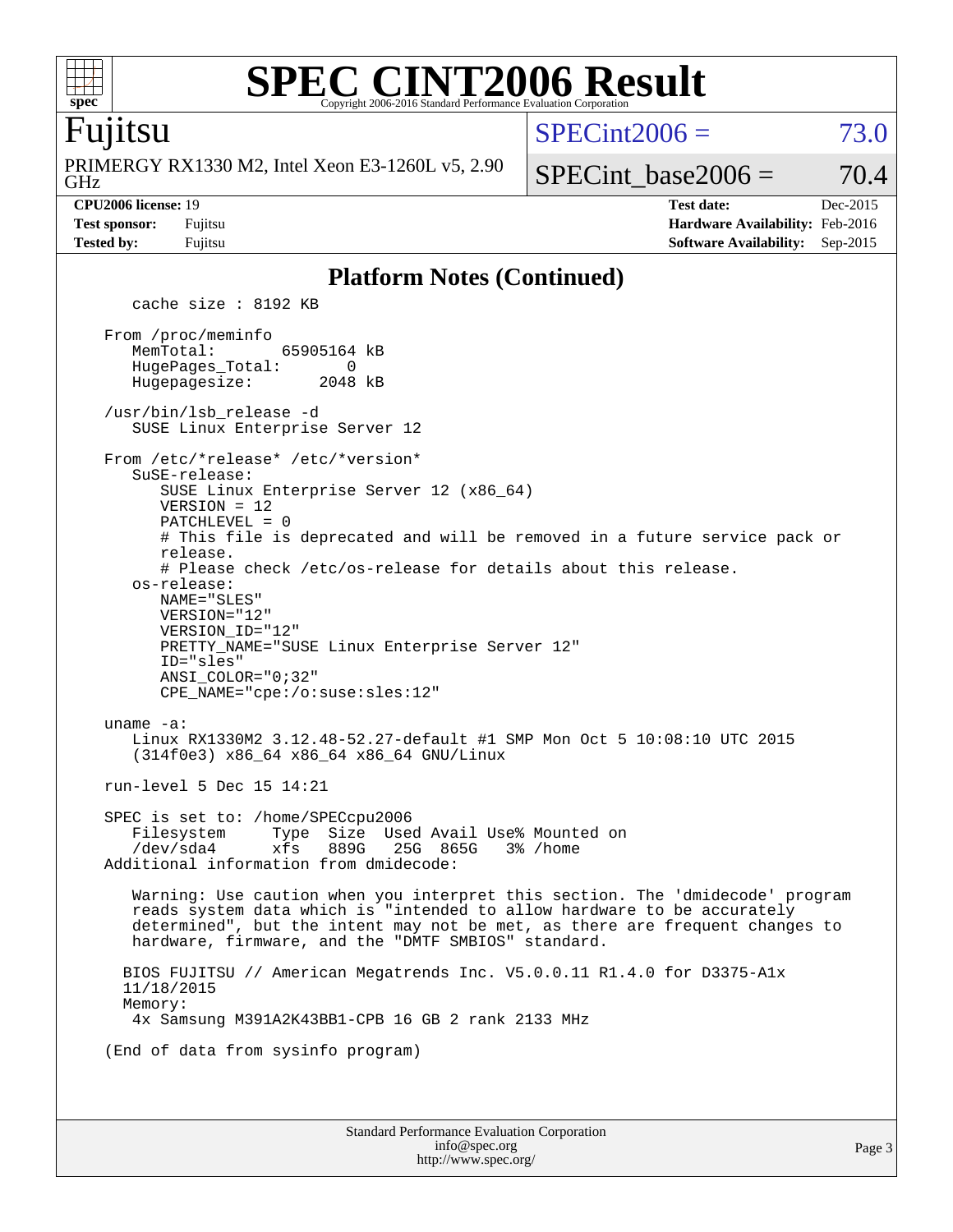## Platform Notes (Continued)

```
   cache size : 8192 KB

From /proc/meminfo
   MemTotal:       65905164 kB
   HugePages_Total:       0
   Hugepagesize:       2048 kB

/usr/bin/lsb_release -d
   SUSE Linux Enterprise Server 12

From /etc/*release* /etc/*version*
   SuSE-release:
      SUSE Linux Enterprise Server 12 (x86_64)
      VERSION = 12
      PATCHLEVEL = 0
      # This file is deprecated and will be removed in a future service pack or
      release.
      # Please check /etc/os-release for details about this release.
   os-release:
      NAME="SLES"
      VERSION="12"
      VERSION_ID="12"
      PRETTY_NAME="SUSE Linux Enterprise Server 12"
      ID="sles"
      ANSI_COLOR="0;32"
      CPE_NAME="cpe:/o:suse:sles:12"

uname -a:
   Linux RX1330M2 3.12.48-52.27-default #1 SMP Mon Oct 5 10:08:10 UTC 2015
   (314f0e3) x86_64 x86_64 x86_64 GNU/Linux

run-level 5 Dec 15 14:21

SPEC is set to: /home/SPECcpu2006
   Filesystem     Type  Size  Used Avail Use% Mounted on
   /dev/sda4      xfs   889G   25G  865G   3% /home
Additional information from dmidecode:

   Warning: Use caution when you interpret this section. The 'dmidecode' program
   reads system data which is "intended to allow hardware to be accurately
   determined", but the intent may not be met, as there are frequent changes to
   hardware, firmware, and the "DMTF SMBIOS" standard.

  BIOS FUJITSU // American Megatrends Inc. V5.0.0.11 R1.4.0 for D3375-A1x
  11/18/2015
  Memory:
   4x Samsung M391A2K43BB1-CPB 16 GB 2 rank 2133 MHz

(End of data from sysinfo program)
```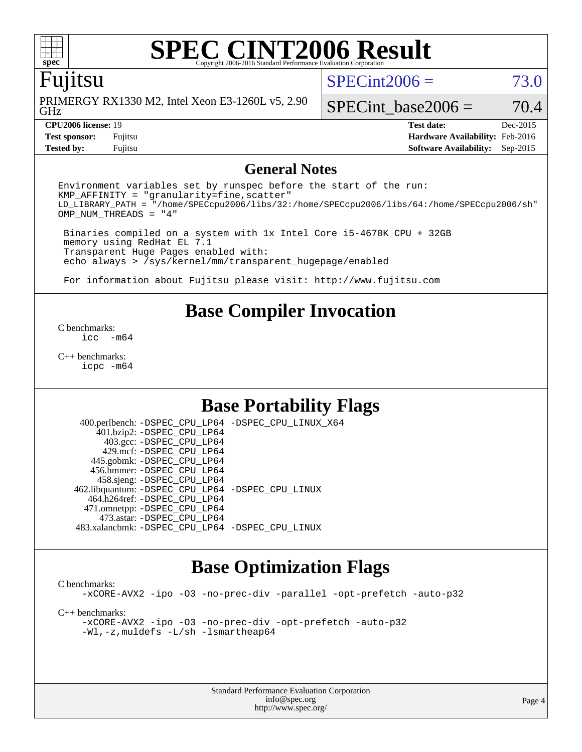# SPEC CINT2006 Result

Copyright 2006-2016 Standard Performance Evaluation Corporation

## Fujitsu

PRIMERGY RX1330 M2, Intel Xeon E3-1260L v5, 2.90 GHz

SPECint2006 = 73.0

SPECint_base2006 = 70.4

| | | | |
|---|---|---|---|
| **CPU2006 license:** 19 | | **Test date:** | Dec-2015 |
| **Test sponsor:** | Fujitsu | **Hardware Availability:** | Feb-2016 |
| **Tested by:** | Fujitsu | **Software Availability:** | Sep-2015 |

## General Notes

```
Environment variables set by runspec before the start of the run:
KMP_AFFINITY = "granularity=fine,scatter"
LD_LIBRARY_PATH = "/home/SPECcpu2006/libs/32:/home/SPECcpu2006/libs/64:/home/SPECcpu2006/sh"
OMP_NUM_THREADS = "4"

 Binaries compiled on a system with 1x Intel Core i5-4670K CPU + 32GB
 memory using RedHat EL 7.1
 Transparent Huge Pages enabled with:
 echo always > /sys/kernel/mm/transparent_hugepage/enabled

 For information about Fujitsu please visit: http://www.fujitsu.com
```

## Base Compiler Invocation

C benchmarks:
`icc -m64`

C++ benchmarks:
`icpc -m64`

## Base Portability Flags

| | |
|---|---|
| 400.perlbench: | -DSPEC_CPU_LP64 -DSPEC_CPU_LINUX_X64 |
| 401.bzip2: | -DSPEC_CPU_LP64 |
| 403.gcc: | -DSPEC_CPU_LP64 |
| 429.mcf: | -DSPEC_CPU_LP64 |
| 445.gobmk: | -DSPEC_CPU_LP64 |
| 456.hmmer: | -DSPEC_CPU_LP64 |
| 458.sjeng: | -DSPEC_CPU_LP64 |
| 462.libquantum: | -DSPEC_CPU_LP64 -DSPEC_CPU_LINUX |
| 464.h264ref: | -DSPEC_CPU_LP64 |
| 471.omnetpp: | -DSPEC_CPU_LP64 |
| 473.astar: | -DSPEC_CPU_LP64 |
| 483.xalancbmk: | -DSPEC_CPU_LP64 -DSPEC_CPU_LINUX |

## Base Optimization Flags

C benchmarks:
`-xCORE-AVX2 -ipo -O3 -no-prec-div -parallel -opt-prefetch -auto-p32`

C++ benchmarks:
`-xCORE-AVX2 -ipo -O3 -no-prec-div -opt-prefetch -auto-p32`
`-Wl,-z,muldefs -L/sh -lsmartheap64`

Standard Performance Evaluation Corporation
info@spec.org
http://www.spec.org/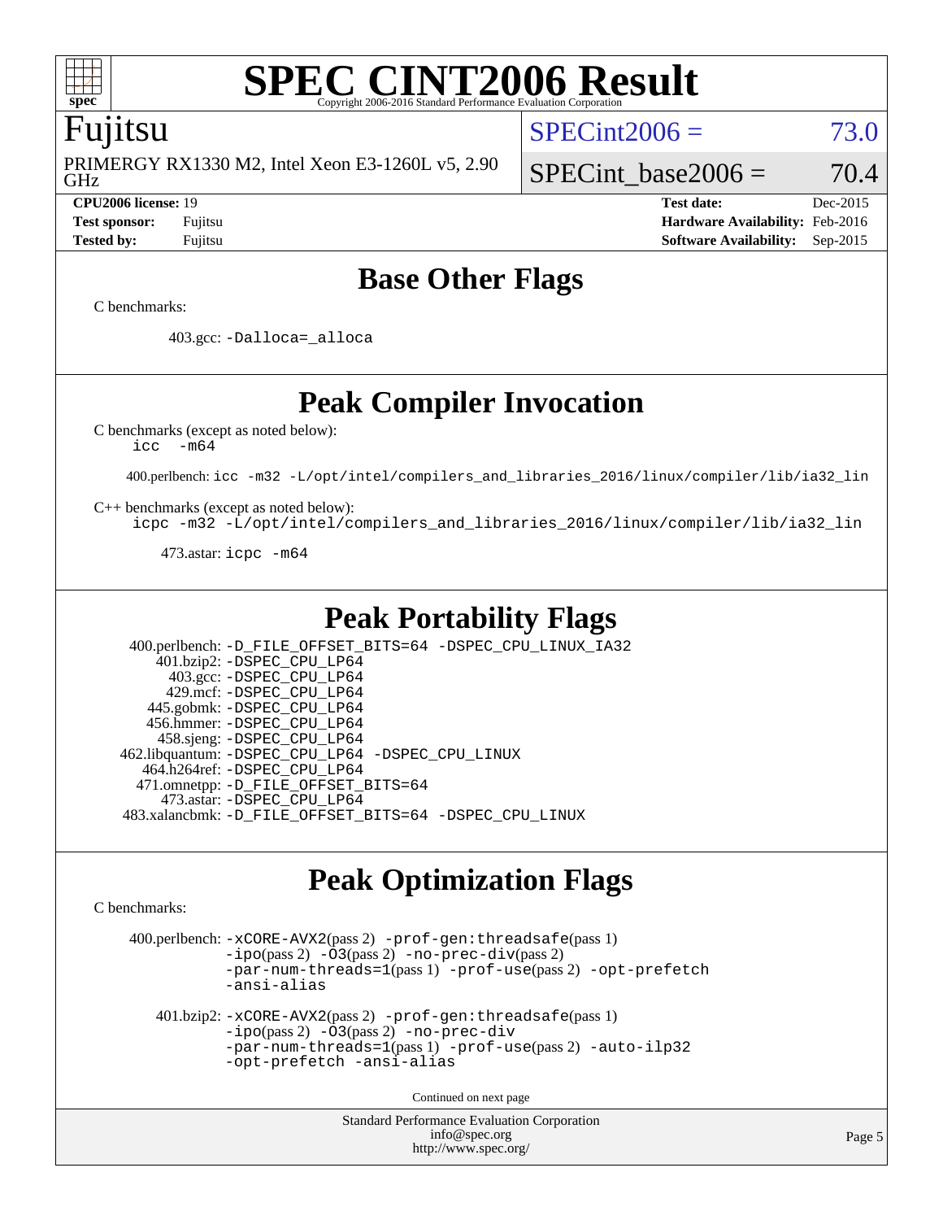# SPEC CINT2006 Result

Copyright 2006-2016 Standard Performance Evaluation Corporation

## Fujitsu

PRIMERGY RX1330 M2, Intel Xeon E3-1260L v5, 2.90 GHz

SPECint2006 = 73.0

SPECint_base2006 = 70.4

**CPU2006 license:** 19
**Test sponsor:** Fujitsu
**Tested by:** Fujitsu

**Test date:** Dec-2015
**Hardware Availability:** Feb-2016
**Software Availability:** Sep-2015

## Base Other Flags

C benchmarks:

403.gcc: `-Dalloca=_alloca`

## Peak Compiler Invocation

C benchmarks (except as noted below):
`icc -m64`

400.perlbench: `icc -m32 -L/opt/intel/compilers_and_libraries_2016/linux/compiler/lib/ia32_lin`

C++ benchmarks (except as noted below):
`icpc -m32 -L/opt/intel/compilers_and_libraries_2016/linux/compiler/lib/ia32_lin`

473.astar: `icpc -m64`

## Peak Portability Flags

400.perlbench: `-D_FILE_OFFSET_BITS=64 -DSPEC_CPU_LINUX_IA32`
401.bzip2: `-DSPEC_CPU_LP64`
403.gcc: `-DSPEC_CPU_LP64`
429.mcf: `-DSPEC_CPU_LP64`
445.gobmk: `-DSPEC_CPU_LP64`
456.hmmer: `-DSPEC_CPU_LP64`
458.sjeng: `-DSPEC_CPU_LP64`
462.libquantum: `-DSPEC_CPU_LP64 -DSPEC_CPU_LINUX`
464.h264ref: `-DSPEC_CPU_LP64`
471.omnetpp: `-D_FILE_OFFSET_BITS=64`
473.astar: `-DSPEC_CPU_LP64`
483.xalancbmk: `-D_FILE_OFFSET_BITS=64 -DSPEC_CPU_LINUX`

## Peak Optimization Flags

C benchmarks:

400.perlbench: `-xCORE-AVX2`(pass 2) `-prof-gen:threadsafe`(pass 1) `-ipo`(pass 2) `-O3`(pass 2) `-no-prec-div`(pass 2) `-par-num-threads=1`(pass 1) `-prof-use`(pass 2) `-opt-prefetch` `-ansi-alias`

401.bzip2: `-xCORE-AVX2`(pass 2) `-prof-gen:threadsafe`(pass 1) `-ipo`(pass 2) `-O3`(pass 2) `-no-prec-div` `-par-num-threads=1`(pass 1) `-prof-use`(pass 2) `-auto-ilp32` `-opt-prefetch` `-ansi-alias`

Continued on next page

Standard Performance Evaluation Corporation
info@spec.org
http://www.spec.org/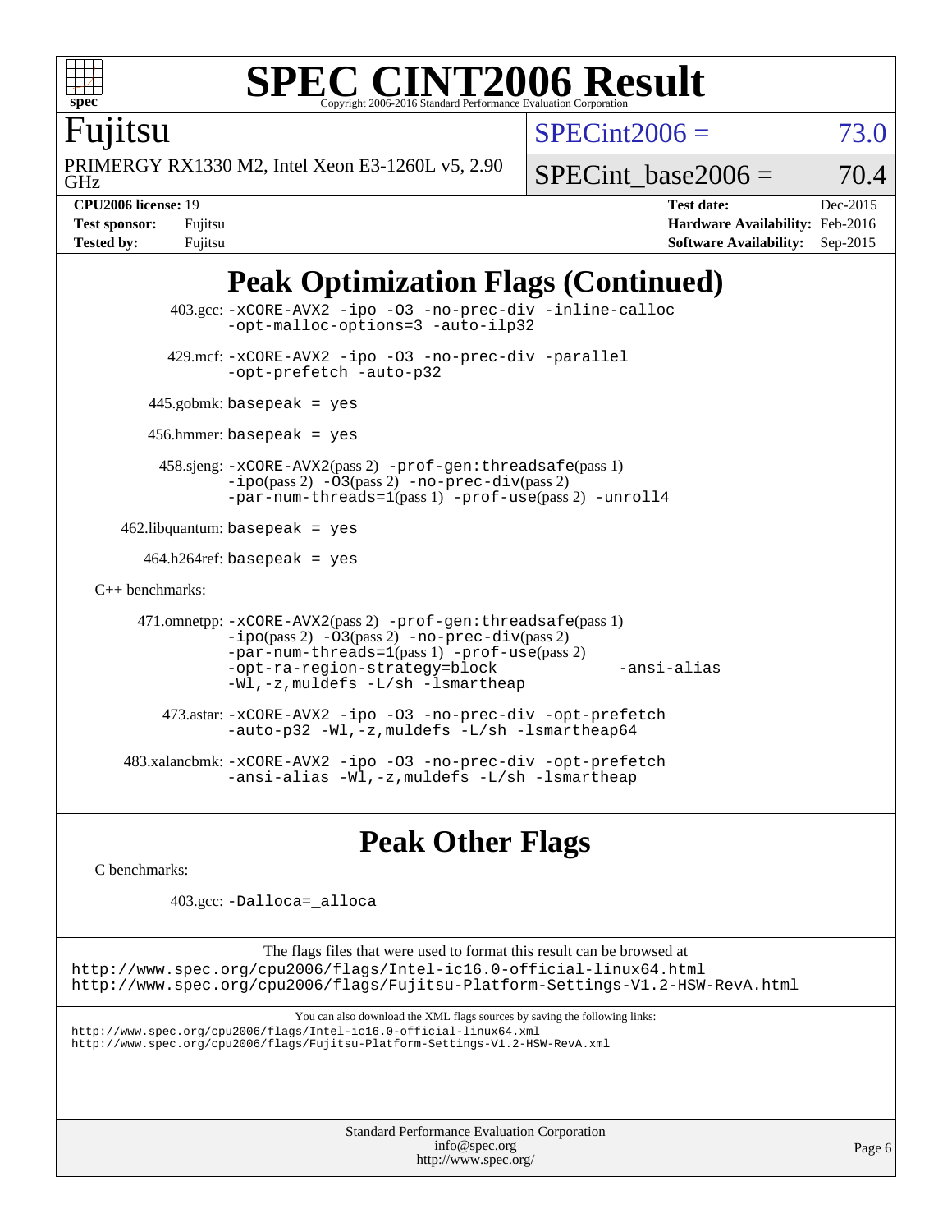# SPEC CINT2006 Result

Copyright 2006-2016 Standard Performance Evaluation Corporation

**Fujitsu**

PRIMERGY RX1330 M2, Intel Xeon E3-1260L v5, 2.90 GHz

SPECint2006 = 73.0

SPECint_base2006 = 70.4

| | | | |
|---|---|---|---|
| **CPU2006 license:** 19 | | **Test date:** | Dec-2015 |
| **Test sponsor:** | Fujitsu | **Hardware Availability:** | Feb-2016 |
| **Tested by:** | Fujitsu | **Software Availability:** | Sep-2015 |

## Peak Optimization Flags (Continued)

403.gcc: `-xCORE-AVX2 -ipo -O3 -no-prec-div -inline-calloc -opt-malloc-options=3 -auto-ilp32`

429.mcf: `-xCORE-AVX2 -ipo -O3 -no-prec-div -parallel -opt-prefetch -auto-p32`

445.gobmk: `basepeak = yes`

456.hmmer: `basepeak = yes`

458.sjeng: `-xCORE-AVX2`(pass 2) `-prof-gen:threadsafe`(pass 1) `-ipo`(pass 2) `-O3`(pass 2) `-no-prec-div`(pass 2) `-par-num-threads=1`(pass 1) `-prof-use`(pass 2) `-unroll4`

462.libquantum: `basepeak = yes`

464.h264ref: `basepeak = yes`

C++ benchmarks:

471.omnetpp: `-xCORE-AVX2`(pass 2) `-prof-gen:threadsafe`(pass 1) `-ipo`(pass 2) `-O3`(pass 2) `-no-prec-div`(pass 2) `-par-num-threads=1`(pass 1) `-prof-use`(pass 2) `-opt-ra-region-strategy=block -ansi-alias -Wl,-z,muldefs -L/sh -lsmartheap`

473.astar: `-xCORE-AVX2 -ipo -O3 -no-prec-div -opt-prefetch -auto-p32 -Wl,-z,muldefs -L/sh -lsmartheap64`

483.xalancbmk: `-xCORE-AVX2 -ipo -O3 -no-prec-div -opt-prefetch -ansi-alias -Wl,-z,muldefs -L/sh -lsmartheap`

## Peak Other Flags

C benchmarks:

403.gcc: `-Dalloca=_alloca`

The flags files that were used to format this result can be browsed at
http://www.spec.org/cpu2006/flags/Intel-ic16.0-official-linux64.html
http://www.spec.org/cpu2006/flags/Fujitsu-Platform-Settings-V1.2-HSW-RevA.html

You can also download the XML flags sources by saving the following links:
http://www.spec.org/cpu2006/flags/Intel-ic16.0-official-linux64.xml
http://www.spec.org/cpu2006/flags/Fujitsu-Platform-Settings-V1.2-HSW-RevA.xml

Standard Performance Evaluation Corporation
info@spec.org
http://www.spec.org/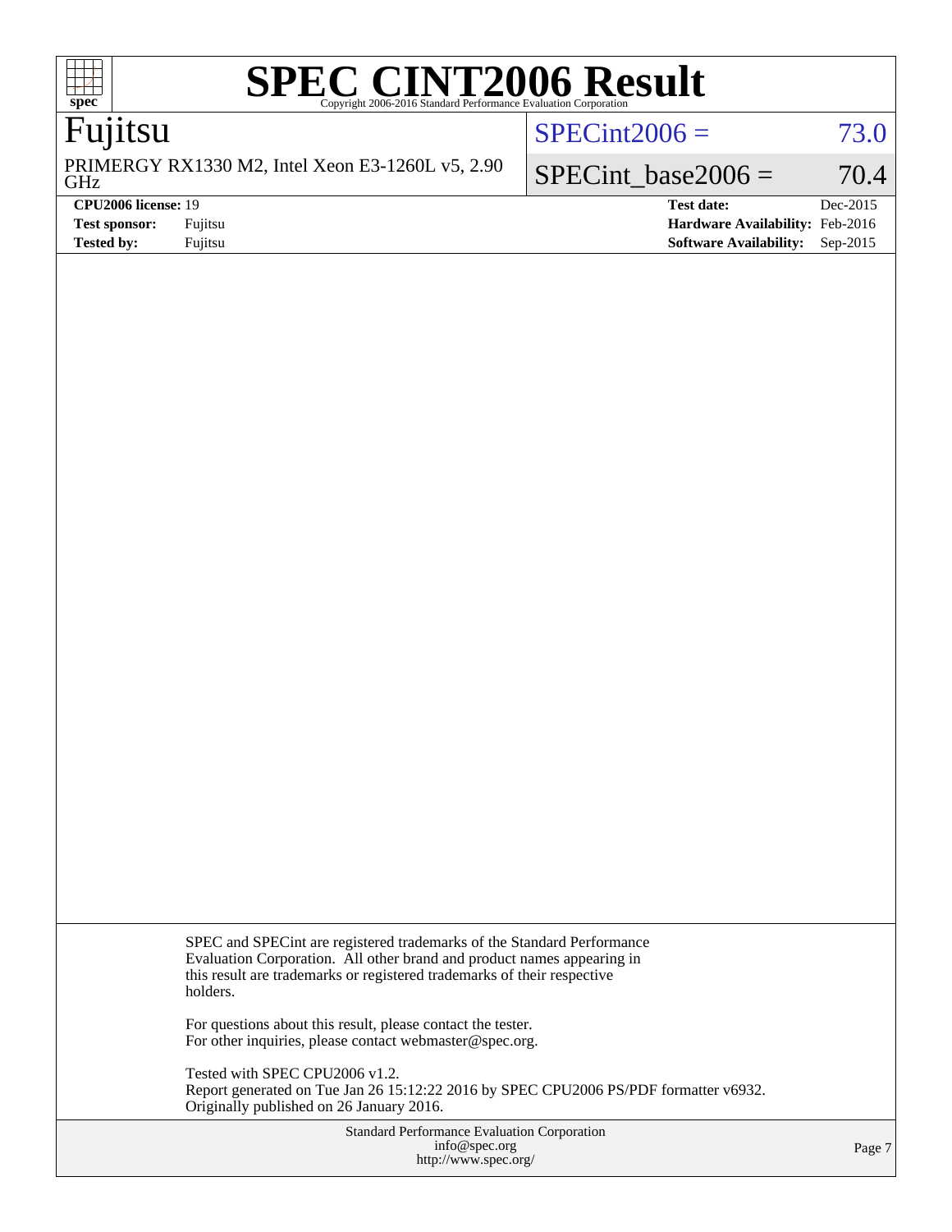SPEC and SPECint are registered trademarks of the Standard Performance Evaluation Corporation. All other brand and product names appearing in this result are trademarks or registered trademarks of their respective holders.

For questions about this result, please contact the tester.
For other inquiries, please contact webmaster@spec.org.

Tested with SPEC CPU2006 v1.2.
Report generated on Tue Jan 26 15:12:22 2016 by SPEC CPU2006 PS/PDF formatter v6932.
Originally published on 26 January 2016.